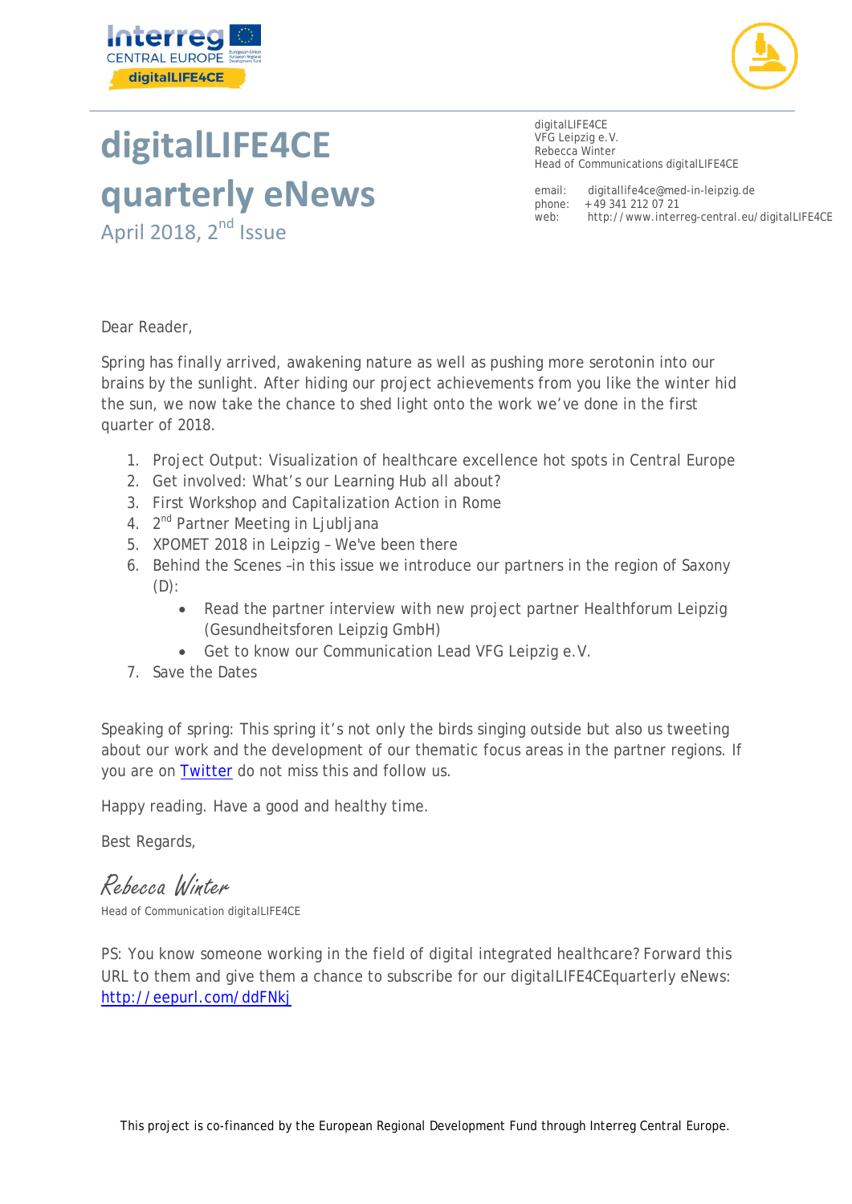# digitalLIFE4CE quarterly eNews

April 2018, 2nd Issue

digitalLIFE4CE
VFG Leipzig e.V.
Rebecca Winter
Head of Communications digitalLIFE4CE

email: digitallife4ce@med-in-leipzig.de
phone: +49 341 212 07 21
web: http://www.interreg-central.eu/digitalLIFE4CE

Dear Reader,

Spring has finally arrived, awakening nature as well as pushing more serotonin into our brains by the sunlight. After hiding our project achievements from you like the winter hid the sun, we now take the chance to shed light onto the work we've done in the first quarter of 2018.

1. Project Output: Visualization of healthcare excellence hot spots in Central Europe
2. Get involved: What's our Learning Hub all about?
3. First Workshop and Capitalization Action in Rome
4. 2nd Partner Meeting in Ljubljana
5. XPOMET 2018 in Leipzig – We've been there
6. Behind the Scenes –in this issue we introduce our partners in the region of Saxony (D):
   - Read the partner interview with new project partner Healthforum Leipzig (Gesundheitsforen Leipzig GmbH)
   - Get to know our Communication Lead VFG Leipzig e.V.
7. Save the Dates

Speaking of spring: This spring it's not only the birds singing outside but also us tweeting about our work and the development of our thematic focus areas in the partner regions. If you are on Twitter do not miss this and follow us.

Happy reading. Have a good and healthy time.

Best Regards,

*Rebecca Winter*
Head of Communication digitalLIFE4CE

PS: You know someone working in the field of digital integrated healthcare? Forward this URL to them and give them a chance to subscribe for our digitalLIFE4CEquarterly eNews: http://eepurl.com/ddFNkj

This project is co-financed by the European Regional Development Fund through Interreg Central Europe.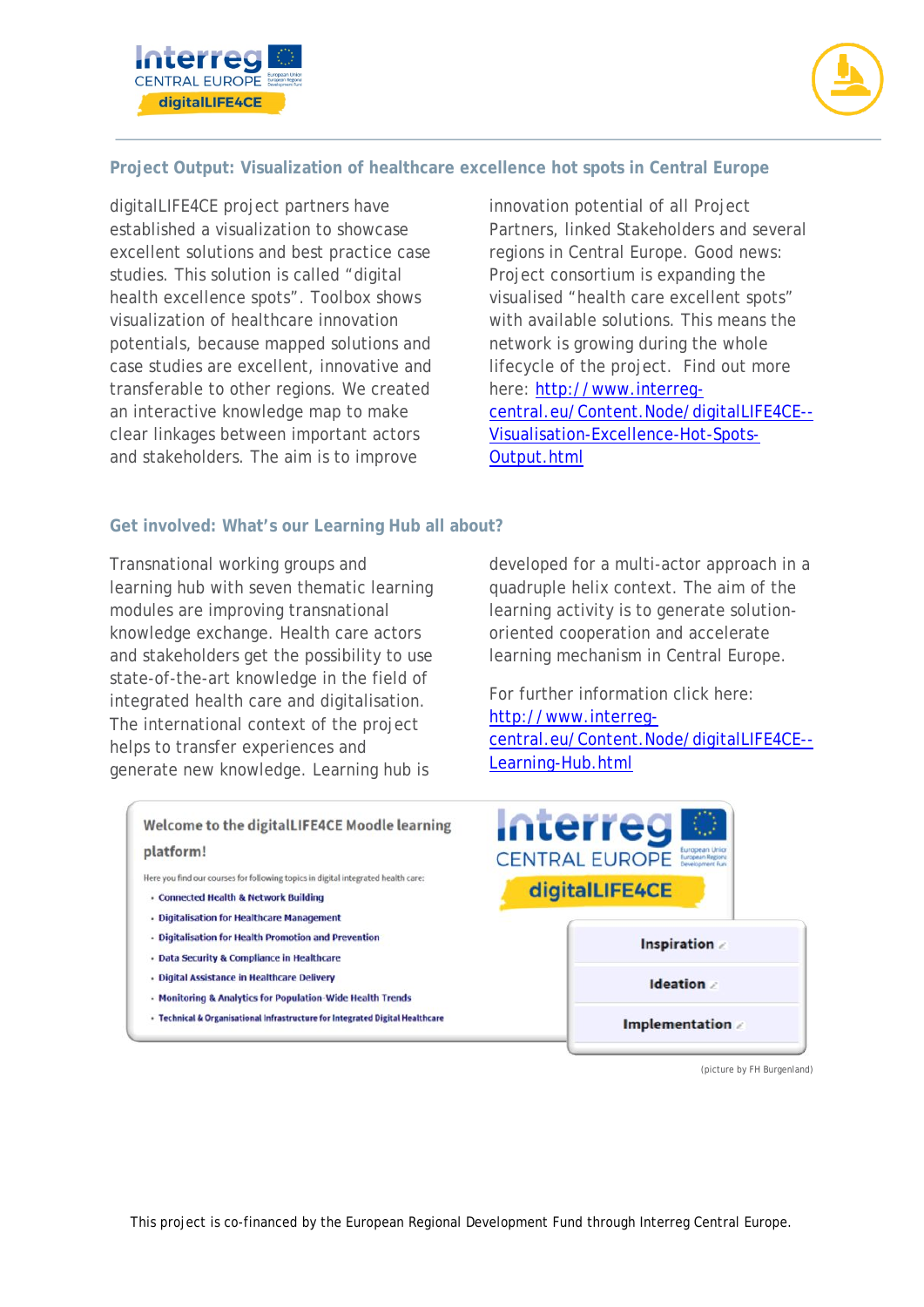## Project Output: Visualization of healthcare excellence hot spots in Central Europe

digitalLIFE4CE project partners have established a visualization to showcase excellent solutions and best practice case studies. This solution is called "digital health excellence spots". Toolbox shows visualization of healthcare innovation potentials, because mapped solutions and case studies are excellent, innovative and transferable to other regions. We created an interactive knowledge map to make clear linkages between important actors and stakeholders. The aim is to improve innovation potential of all Project Partners, linked Stakeholders and several regions in Central Europe. Good news: Project consortium is expanding the visualised "health care excellent spots" with available solutions. This means the network is growing during the whole lifecycle of the project. Find out more here: [http://www.interreg-central.eu/Content.Node/digitalLIFE4CE--Visualisation-Excellence-Hot-Spots-Output.html](http://www.interreg-central.eu/Content.Node/digitalLIFE4CE--Visualisation-Excellence-Hot-Spots-Output.html)

## Get involved: What's our Learning Hub all about?

Transnational working groups and learning hub with seven thematic learning modules are improving transnational knowledge exchange. Health care actors and stakeholders get the possibility to use state-of-the-art knowledge in the field of integrated health care and digitalisation. The international context of the project helps to transfer experiences and generate new knowledge. Learning hub is developed for a multi-actor approach in a quadruple helix context. The aim of the learning activity is to generate solution-oriented cooperation and accelerate learning mechanism in Central Europe.

For further information click here: [http://www.interreg-central.eu/Content.Node/digitalLIFE4CE--Learning-Hub.html](http://www.interreg-central.eu/Content.Node/digitalLIFE4CE--Learning-Hub.html)

(picture by FH Burgenland)

This project is co-financed by the European Regional Development Fund through Interreg Central Europe.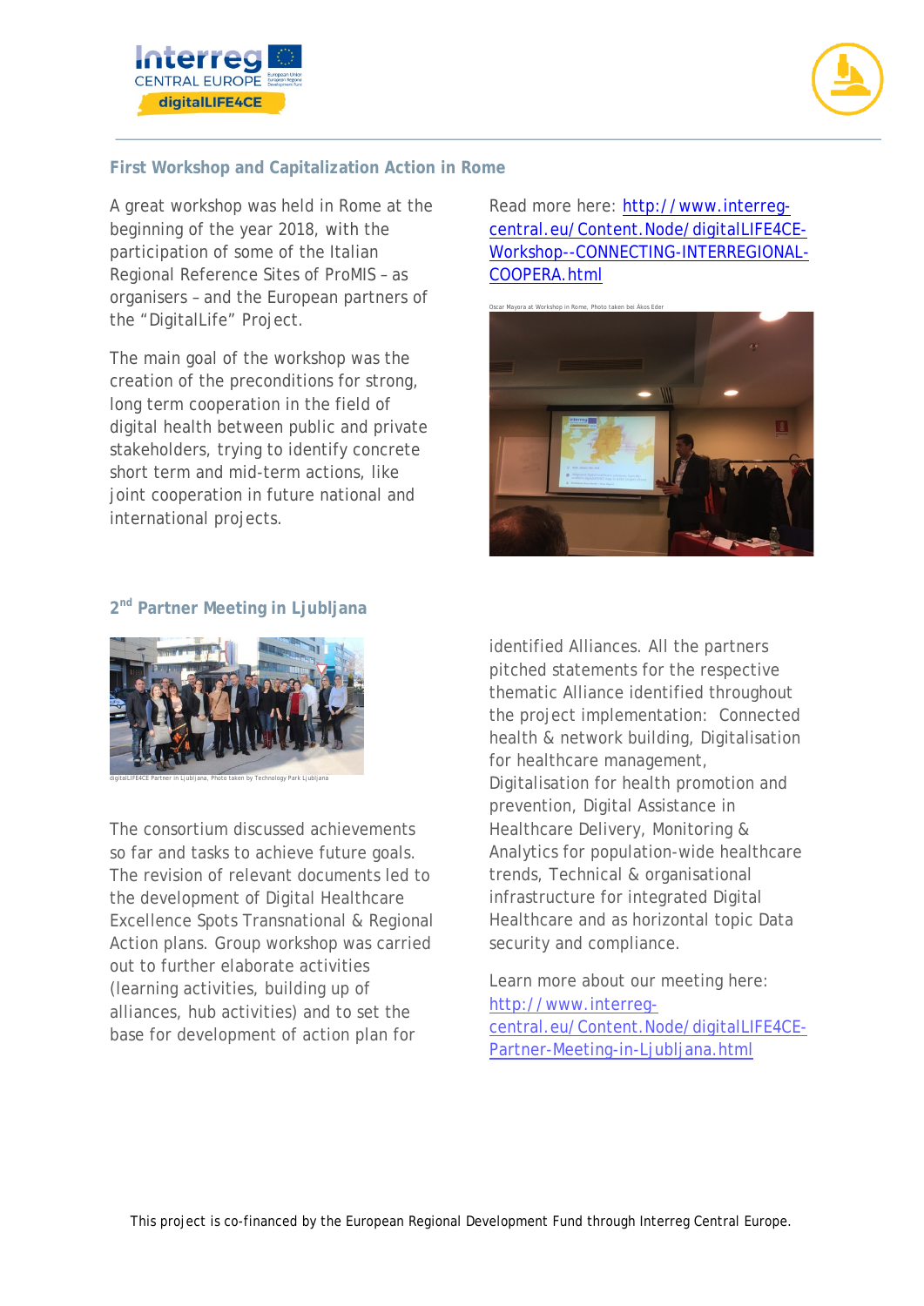## First Workshop and Capitalization Action in Rome

A great workshop was held in Rome at the beginning of the year 2018, with the participation of some of the Italian Regional Reference Sites of ProMIS – as organisers – and the European partners of the "DigitalLife" Project.

The main goal of the workshop was the creation of the preconditions for strong, long term cooperation in the field of digital health between public and private stakeholders, trying to identify concrete short term and mid-term actions, like joint cooperation in future national and international projects.

Read more here: [http://www.interreg-central.eu/Content.Node/digitalLIFE4CE-Workshop--CONNECTING-INTERREGIONAL-COOPERA.html](http://www.interreg-central.eu/Content.Node/digitalLIFE4CE-Workshop--CONNECTING-INTERREGIONAL-COOPERA.html)

Oscar Mayora at Workshop in Rome, Photo taken bei Ákos Eder

## 2nd Partner Meeting in Ljubljana

digitalLIFE4CE Partner in Ljubljana, Photo taken by Technology Park Ljubljana

The consortium discussed achievements so far and tasks to achieve future goals. The revision of relevant documents led to the development of Digital Healthcare Excellence Spots Transnational & Regional Action plans. Group workshop was carried out to further elaborate activities (learning activities, building up of alliances, hub activities) and to set the base for development of action plan for identified Alliances. All the partners pitched statements for the respective thematic Alliance identified throughout the project implementation: Connected health & network building, Digitalisation for healthcare management, Digitalisation for health promotion and prevention, Digital Assistance in Healthcare Delivery, Monitoring & Analytics for population-wide healthcare trends, Technical & organisational infrastructure for integrated Digital Healthcare and as horizontal topic Data security and compliance.

Learn more about our meeting here: [http://www.interreg-central.eu/Content.Node/digitalLIFE4CE-Partner-Meeting-in-Ljubljana.html](http://www.interreg-central.eu/Content.Node/digitalLIFE4CE-Partner-Meeting-in-Ljubljana.html)

This project is co-financed by the European Regional Development Fund through Interreg Central Europe.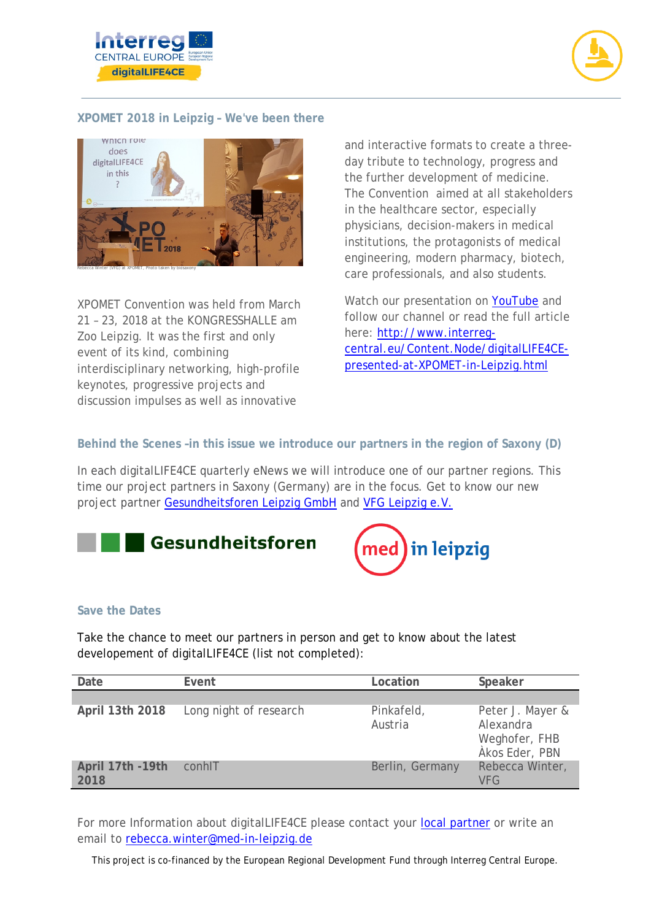## XPOMET 2018 in Leipzig – We've been there

Rebecca Winter (VFG) at XPOMET, Photo taken by biosaxony

XPOMET Convention was held from March 21 – 23, 2018 at the KONGRESSHALLE am Zoo Leipzig. It was the first and only event of its kind, combining interdisciplinary networking, high-profile keynotes, progressive projects and discussion impulses as well as innovative and interactive formats to create a three-day tribute to technology, progress and the further development of medicine. The Convention aimed at all stakeholders in the healthcare sector, especially physicians, decision-makers in medical institutions, the protagonists of medical engineering, modern pharmacy, biotech, care professionals, and also students.

Watch our presentation on [YouTube]() and follow our channel or read the full article here: [http://www.interreg-central.eu/Content.Node/digitalLIFE4CE-presented-at-XPOMET-in-Leipzig.html](http://www.interreg-central.eu/Content.Node/digitalLIFE4CE-presented-at-XPOMET-in-Leipzig.html)

## Behind the Scenes -in this issue we introduce our partners in the region of Saxony (D)

In each digitalLIFE4CE quarterly eNews we will introduce one of our partner regions. This time our project partners in Saxony (Germany) are in the focus. Get to know our new project partner [Gesundheitsforen Leipzig GmbH]() and [VFG Leipzig e.V.]()

Gesundheitsforen

med in leipzig

## Save the Dates

Take the chance to meet our partners in person and get to know about the latest developement of digitalLIFE4CE (list not completed):

| Date | Event | Location | Speaker |
|---|---|---|---|
| **April 13th 2018** | Long night of research | Pinkafeld, Austria | Peter J. Mayer & Alexandra Weghofer, FHB Àkos Eder, PBN |
| **April 17th -19th 2018** | conhIT | Berlin, Germany | Rebecca Winter, VFG |

For more Information about digitalLIFE4CE please contact your [local partner]() or write an email to [rebecca.winter@med-in-leipzig.de](mailto:rebecca.winter@med-in-leipzig.de)

This project is co-financed by the European Regional Development Fund through Interreg Central Europe.